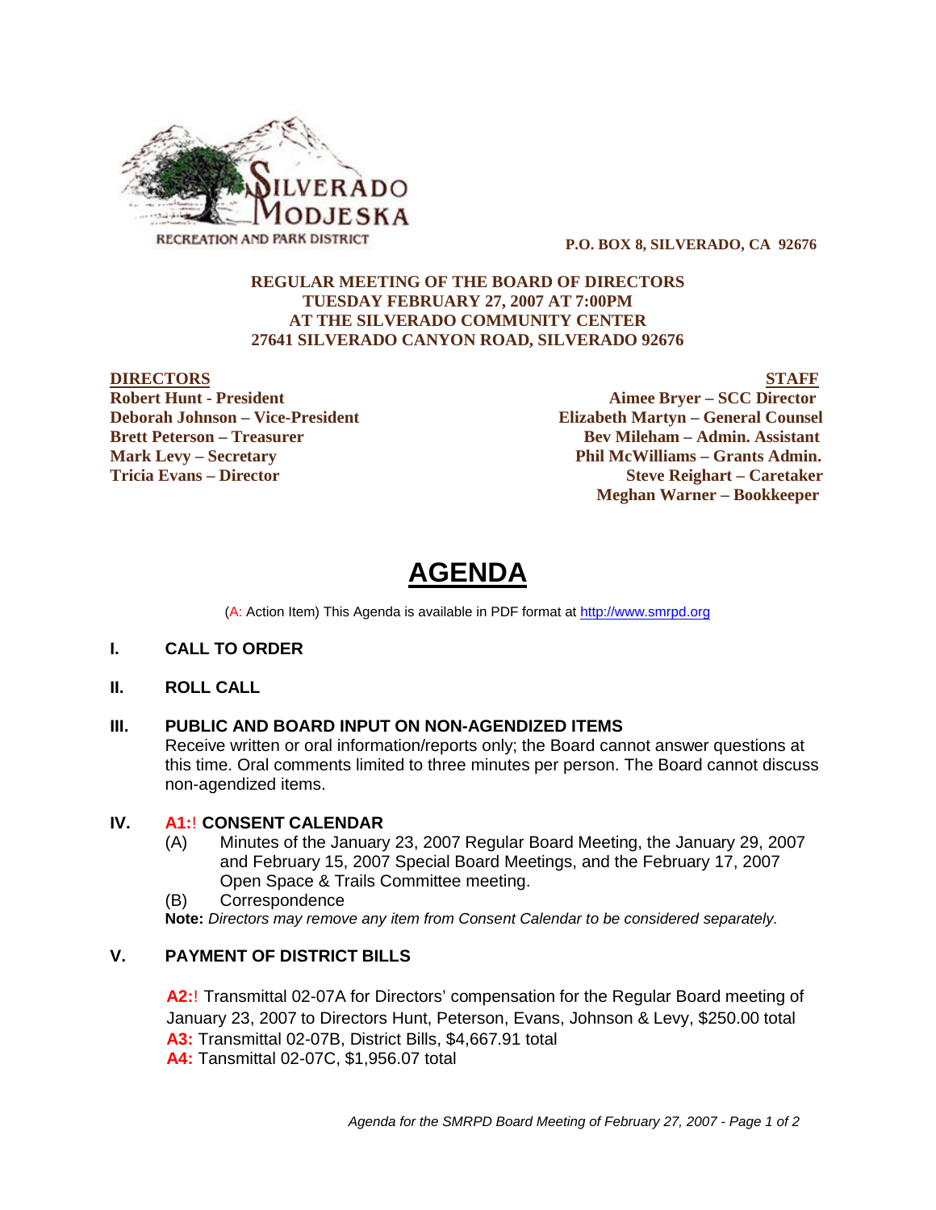**P.O. BOX 8, SILVERADO, CA 92676**

**REGULAR MEETING OF THE BOARD OF DIRECTORS**
**TUESDAY FEBRUARY 27, 2007 AT 7:00PM**
**AT THE SILVERADO COMMUNITY CENTER**
**27641 SILVERADO CANYON ROAD, SILVERADO 92676**

**DIRECTORS**
**Robert Hunt - President**
**Deborah Johnson – Vice-President**
**Brett Peterson – Treasurer**
**Mark Levy – Secretary**
**Tricia Evans – Director**

**STAFF**
**Aimee Bryer – SCC Director**
**Elizabeth Martyn – General Counsel**
**Bev Mileham – Admin. Assistant**
**Phil McWilliams – Grants Admin.**
**Steve Reighart – Caretaker**
**Meghan Warner – Bookkeeper**

# AGENDA

(A: Action Item) This Agenda is available in PDF format at http://www.smrpd.org

## I. CALL TO ORDER

## II. ROLL CALL

## III. PUBLIC AND BOARD INPUT ON NON-AGENDIZED ITEMS

Receive written or oral information/reports only; the Board cannot answer questions at this time. Oral comments limited to three minutes per person. The Board cannot discuss non-agendized items.

## IV. A1:! CONSENT CALENDAR

(A) Minutes of the January 23, 2007 Regular Board Meeting, the January 29, 2007 and February 15, 2007 Special Board Meetings, and the February 17, 2007 Open Space & Trails Committee meeting.

(B) Correspondence

**Note:** *Directors may remove any item from Consent Calendar to be considered separately.*

## V. PAYMENT OF DISTRICT BILLS

**A2:**! Transmittal 02-07A for Directors' compensation for the Regular Board meeting of January 23, 2007 to Directors Hunt, Peterson, Evans, Johnson & Levy, $250.00 total
**A3:** Transmittal 02-07B, District Bills, $4,667.91 total
**A4:** Tansmittal 02-07C, $1,956.07 total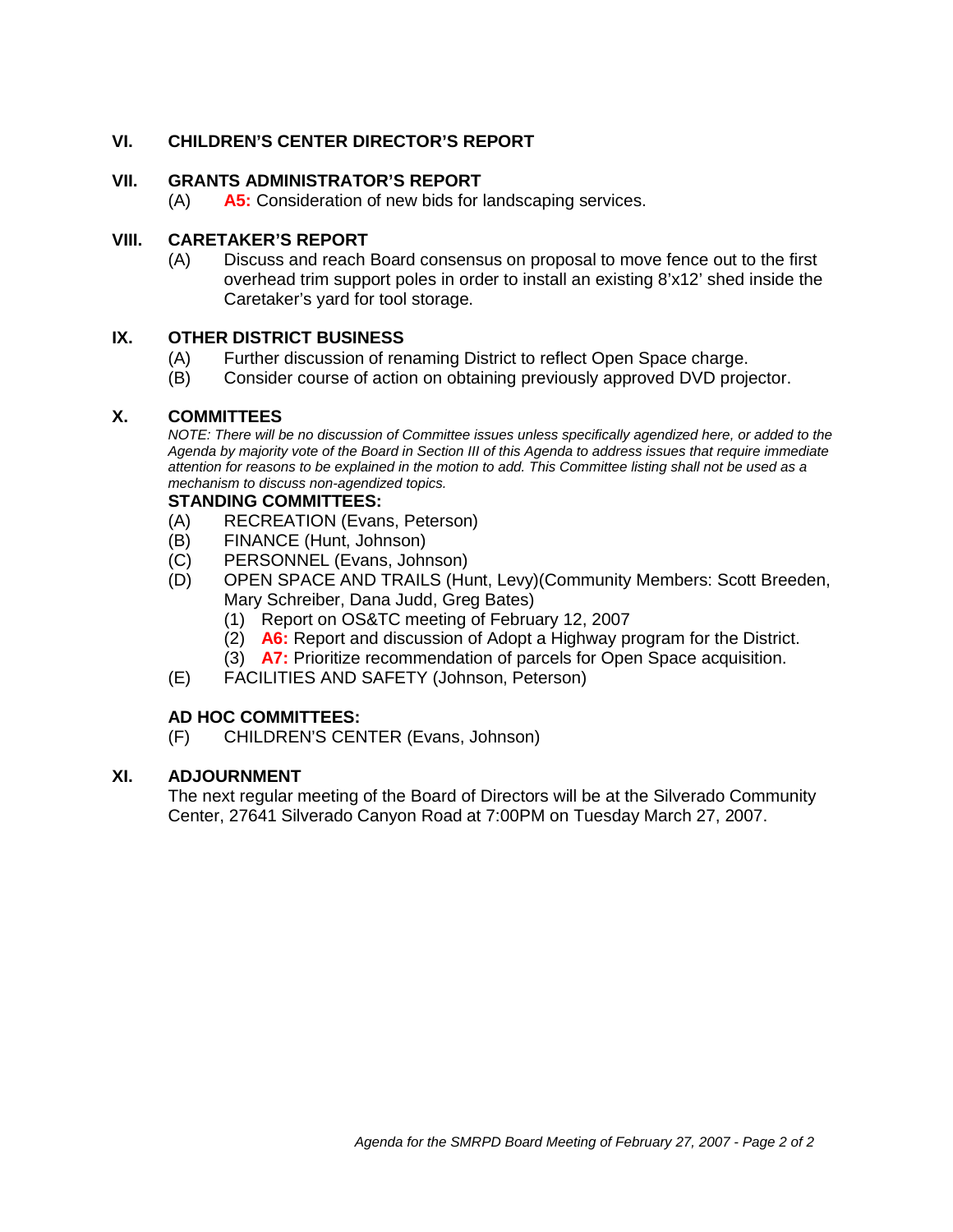## VI. CHILDREN'S CENTER DIRECTOR'S REPORT

## VII. GRANTS ADMINISTRATOR'S REPORT

(A) **A5:** Consideration of new bids for landscaping services.

## VIII. CARETAKER'S REPORT

(A) Discuss and reach Board consensus on proposal to move fence out to the first overhead trim support poles in order to install an existing 8'x12' shed inside the Caretaker's yard for tool storage.

## IX. OTHER DISTRICT BUSINESS

(A) Further discussion of renaming District to reflect Open Space charge.
(B) Consider course of action on obtaining previously approved DVD projector.

## X. COMMITTEES

*NOTE: There will be no discussion of Committee issues unless specifically agendized here, or added to the Agenda by majority vote of the Board in Section III of this Agenda to address issues that require immediate attention for reasons to be explained in the motion to add. This Committee listing shall not be used as a mechanism to discuss non-agendized topics.*

### STANDING COMMITTEES:

(A) RECREATION (Evans, Peterson)
(B) FINANCE (Hunt, Johnson)
(C) PERSONNEL (Evans, Johnson)
(D) OPEN SPACE AND TRAILS (Hunt, Levy)(Community Members: Scott Breeden, Mary Schreiber, Dana Judd, Greg Bates)
  (1) Report on OS&TC meeting of February 12, 2007
  (2) **A6:** Report and discussion of Adopt a Highway program for the District.
  (3) **A7:** Prioritize recommendation of parcels for Open Space acquisition.
(E) FACILITIES AND SAFETY (Johnson, Peterson)

### AD HOC COMMITTEES:

(F) CHILDREN'S CENTER (Evans, Johnson)

## XI. ADJOURNMENT

The next regular meeting of the Board of Directors will be at the Silverado Community Center, 27641 Silverado Canyon Road at 7:00PM on Tuesday March 27, 2007.